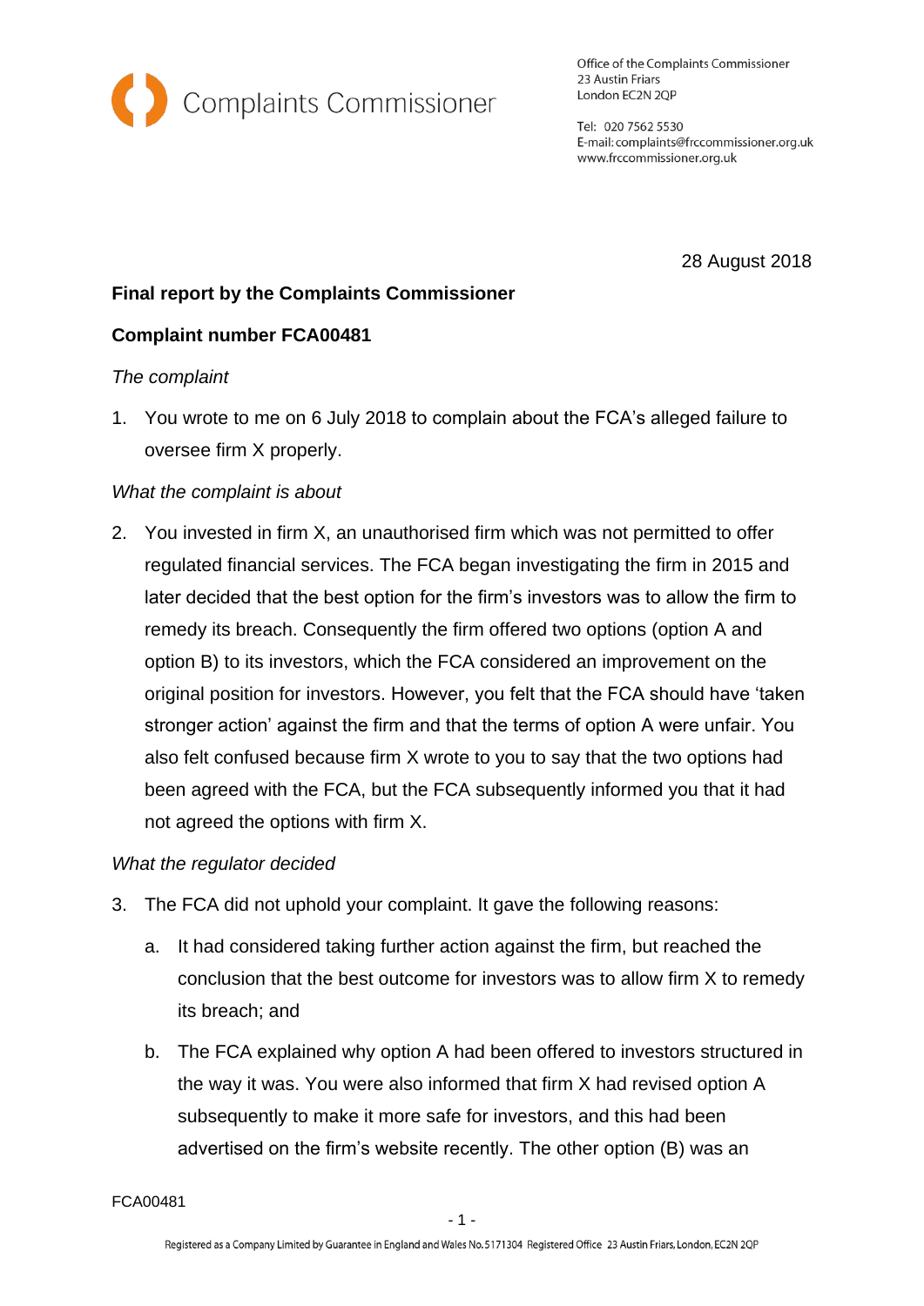Complaints Commissioner

Office of the Complaints Commissioner
23 Austin Friars
London EC2N 2QP

Tel: 020 7562 5530
E-mail: complaints@frccommissioner.org.uk
www.frccommissioner.org.uk

28 August 2018

**Final report by the Complaints Commissioner**

**Complaint number FCA00481**

*The complaint*

1. You wrote to me on 6 July 2018 to complain about the FCA's alleged failure to oversee firm X properly.

*What the complaint is about*

2. You invested in firm X, an unauthorised firm which was not permitted to offer regulated financial services. The FCA began investigating the firm in 2015 and later decided that the best option for the firm's investors was to allow the firm to remedy its breach. Consequently the firm offered two options (option A and option B) to its investors, which the FCA considered an improvement on the original position for investors. However, you felt that the FCA should have 'taken stronger action' against the firm and that the terms of option A were unfair. You also felt confused because firm X wrote to you to say that the two options had been agreed with the FCA, but the FCA subsequently informed you that it had not agreed the options with firm X.

*What the regulator decided*

3. The FCA did not uphold your complaint. It gave the following reasons:

   a. It had considered taking further action against the firm, but reached the conclusion that the best outcome for investors was to allow firm X to remedy its breach; and

   b. The FCA explained why option A had been offered to investors structured in the way it was. You were also informed that firm X had revised option A subsequently to make it more safe for investors, and this had been advertised on the firm's website recently. The other option (B) was an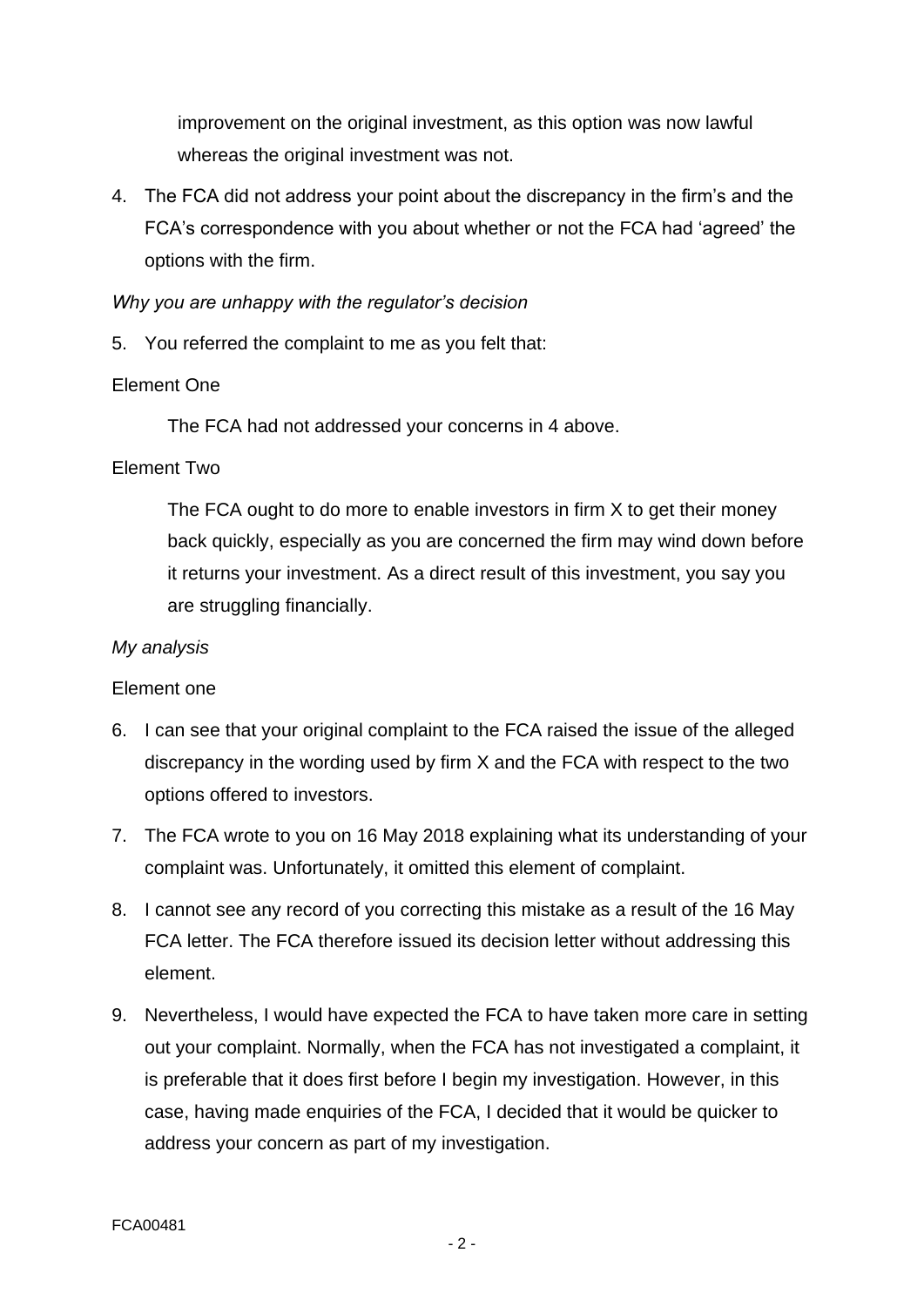improvement on the original investment, as this option was now lawful whereas the original investment was not.

4. The FCA did not address your point about the discrepancy in the firm's and the FCA's correspondence with you about whether or not the FCA had 'agreed' the options with the firm.

*Why you are unhappy with the regulator's decision*

5. You referred the complaint to me as you felt that:

Element One

The FCA had not addressed your concerns in 4 above.

Element Two

The FCA ought to do more to enable investors in firm X to get their money back quickly, especially as you are concerned the firm may wind down before it returns your investment. As a direct result of this investment, you say you are struggling financially.

*My analysis*

Element one

6. I can see that your original complaint to the FCA raised the issue of the alleged discrepancy in the wording used by firm X and the FCA with respect to the two options offered to investors.

7. The FCA wrote to you on 16 May 2018 explaining what its understanding of your complaint was. Unfortunately, it omitted this element of complaint.

8. I cannot see any record of you correcting this mistake as a result of the 16 May FCA letter. The FCA therefore issued its decision letter without addressing this element.

9. Nevertheless, I would have expected the FCA to have taken more care in setting out your complaint. Normally, when the FCA has not investigated a complaint, it is preferable that it does first before I begin my investigation. However, in this case, having made enquiries of the FCA, I decided that it would be quicker to address your concern as part of my investigation.

FCA00481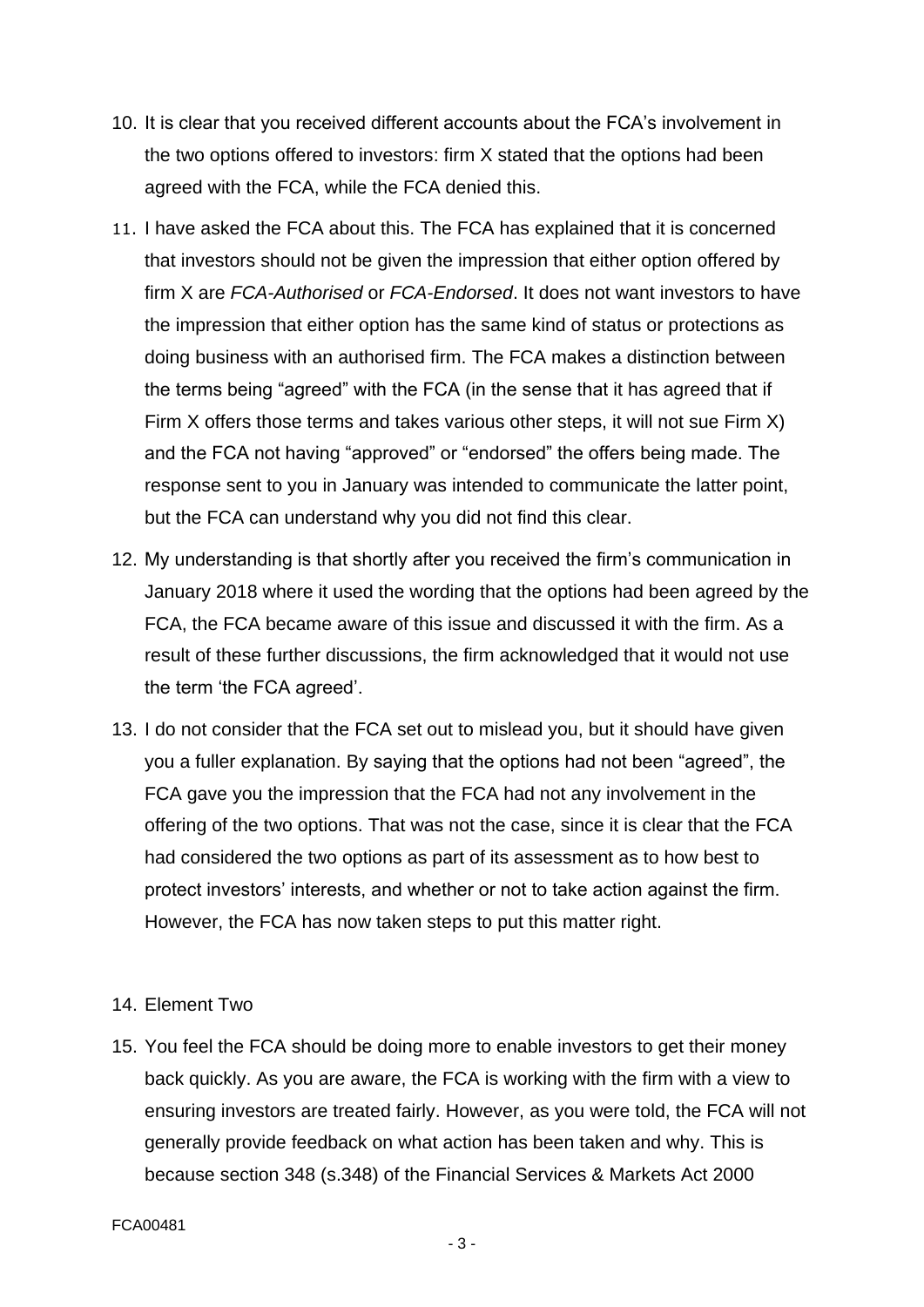10. It is clear that you received different accounts about the FCA's involvement in the two options offered to investors: firm X stated that the options had been agreed with the FCA, while the FCA denied this.

11. I have asked the FCA about this. The FCA has explained that it is concerned that investors should not be given the impression that either option offered by firm X are *FCA-Authorised* or *FCA-Endorsed*. It does not want investors to have the impression that either option has the same kind of status or protections as doing business with an authorised firm. The FCA makes a distinction between the terms being "agreed" with the FCA (in the sense that it has agreed that if Firm X offers those terms and takes various other steps, it will not sue Firm X) and the FCA not having "approved" or "endorsed" the offers being made. The response sent to you in January was intended to communicate the latter point, but the FCA can understand why you did not find this clear.

12. My understanding is that shortly after you received the firm's communication in January 2018 where it used the wording that the options had been agreed by the FCA, the FCA became aware of this issue and discussed it with the firm. As a result of these further discussions, the firm acknowledged that it would not use the term 'the FCA agreed'.

13. I do not consider that the FCA set out to mislead you, but it should have given you a fuller explanation. By saying that the options had not been "agreed", the FCA gave you the impression that the FCA had not any involvement in the offering of the two options. That was not the case, since it is clear that the FCA had considered the two options as part of its assessment as to how best to protect investors' interests, and whether or not to take action against the firm. However, the FCA has now taken steps to put this matter right.

14. Element Two

15. You feel the FCA should be doing more to enable investors to get their money back quickly. As you are aware, the FCA is working with the firm with a view to ensuring investors are treated fairly. However, as you were told, the FCA will not generally provide feedback on what action has been taken and why. This is because section 348 (s.348) of the Financial Services & Markets Act 2000

FCA00481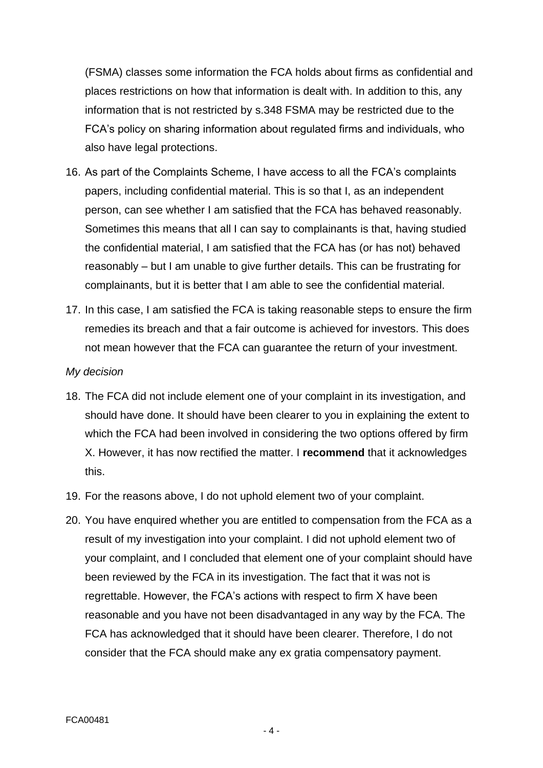(FSMA) classes some information the FCA holds about firms as confidential and places restrictions on how that information is dealt with. In addition to this, any information that is not restricted by s.348 FSMA may be restricted due to the FCA's policy on sharing information about regulated firms and individuals, who also have legal protections.

16. As part of the Complaints Scheme, I have access to all the FCA's complaints papers, including confidential material. This is so that I, as an independent person, can see whether I am satisfied that the FCA has behaved reasonably. Sometimes this means that all I can say to complainants is that, having studied the confidential material, I am satisfied that the FCA has (or has not) behaved reasonably – but I am unable to give further details. This can be frustrating for complainants, but it is better that I am able to see the confidential material.
17. In this case, I am satisfied the FCA is taking reasonable steps to ensure the firm remedies its breach and that a fair outcome is achieved for investors. This does not mean however that the FCA can guarantee the return of your investment.

*My decision*

18. The FCA did not include element one of your complaint in its investigation, and should have done. It should have been clearer to you in explaining the extent to which the FCA had been involved in considering the two options offered by firm X. However, it has now rectified the matter. I **recommend** that it acknowledges this.
19. For the reasons above, I do not uphold element two of your complaint.
20. You have enquired whether you are entitled to compensation from the FCA as a result of my investigation into your complaint. I did not uphold element two of your complaint, and I concluded that element one of your complaint should have been reviewed by the FCA in its investigation. The fact that it was not is regrettable. However, the FCA's actions with respect to firm X have been reasonable and you have not been disadvantaged in any way by the FCA. The FCA has acknowledged that it should have been clearer. Therefore, I do not consider that the FCA should make any ex gratia compensatory payment.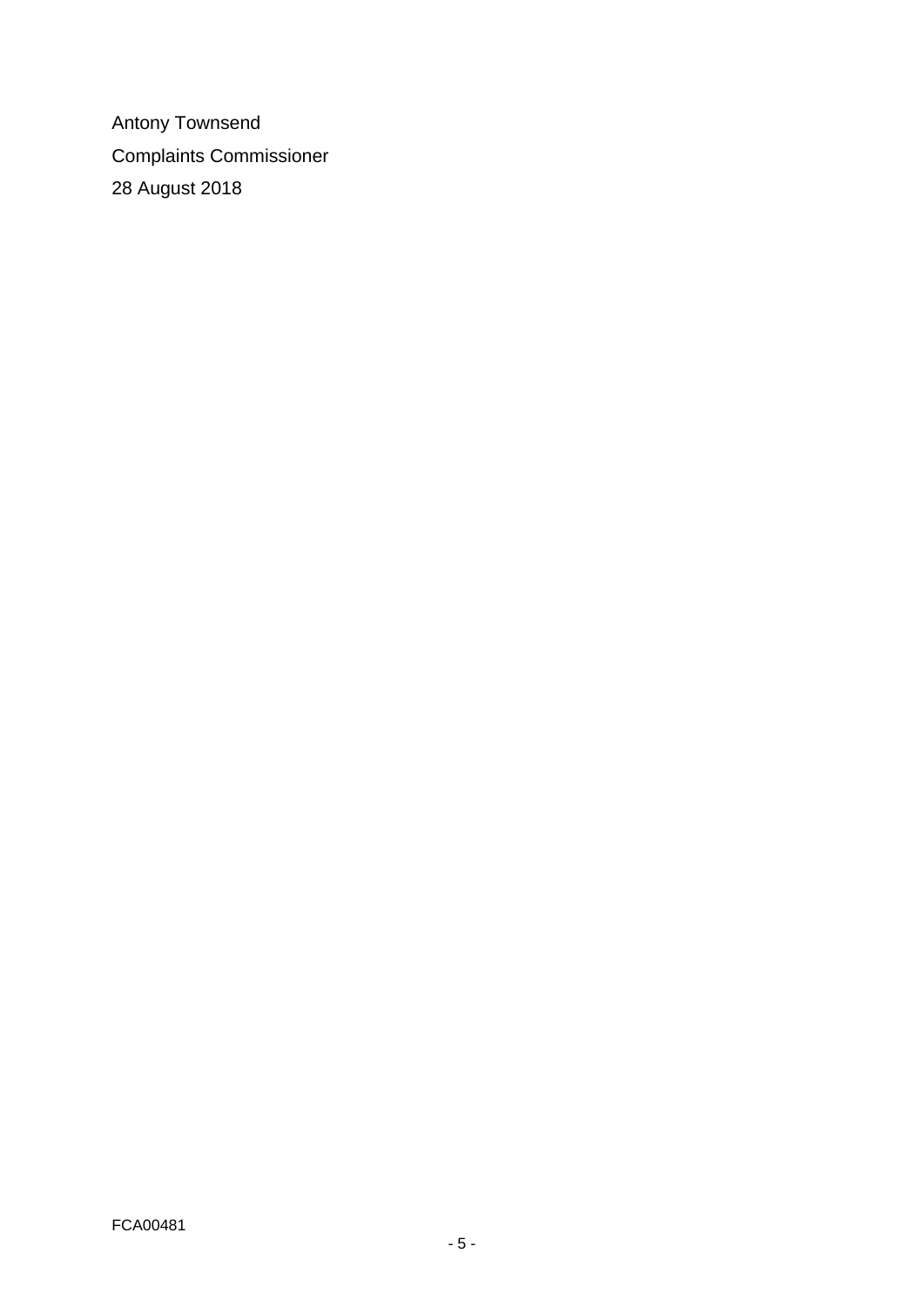Antony Townsend

Complaints Commissioner

28 August 2018

FCA00481